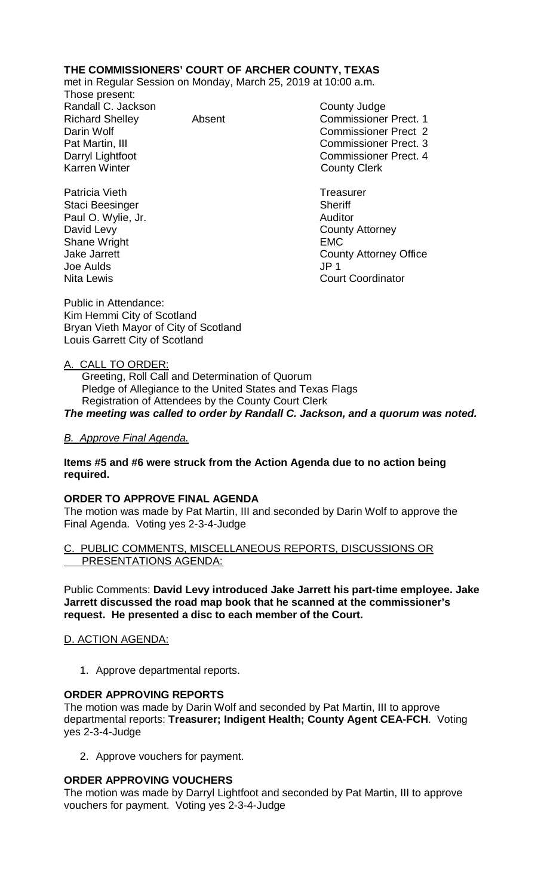**THE COMMISSIONERS' COURT OF ARCHER COUNTY, TEXAS**

met in Regular Session on Monday, March 25, 2019 at 10:00 a.m.

Those present:

| | | |
|---|---|---|
| Randall C. Jackson | | County Judge |
| Richard Shelley | Absent | Commissioner Prect. 1 |
| Darin Wolf | | Commissioner Prect 2 |
| Pat Martin, III | | Commissioner Prect. 3 |
| Darryl Lightfoot | | Commissioner Prect. 4 |
| Karren Winter | | County Clerk |
| | | |
| Patricia Vieth | | Treasurer |
| Staci Beesinger | | Sheriff |
| Paul O. Wylie, Jr. | | Auditor |
| David Levy | | County Attorney |
| Shane Wright | | EMC |
| Jake Jarrett | | County Attorney Office |
| Joe Aulds | | JP 1 |
| Nita Lewis | | Court Coordinator |

Public in Attendance:
Kim Hemmi City of Scotland
Bryan Vieth Mayor of City of Scotland
Louis Garrett City of Scotland

A. CALL TO ORDER:

Greeting, Roll Call and Determination of Quorum
Pledge of Allegiance to the United States and Texas Flags
Registration of Attendees by the County Court Clerk

***The meeting was called to order by Randall C. Jackson, and a quorum was noted.***

*B. Approve Final Agenda.*

**Items #5 and #6 were struck from the Action Agenda due to no action being required.**

**ORDER TO APPROVE FINAL AGENDA**

The motion was made by Pat Martin, III and seconded by Darin Wolf to approve the Final Agenda. Voting yes 2-3-4-Judge

C. PUBLIC COMMENTS, MISCELLANEOUS REPORTS, DISCUSSIONS OR PRESENTATIONS AGENDA:

Public Comments: **David Levy introduced Jake Jarrett his part-time employee. Jake Jarrett discussed the road map book that he scanned at the commissioner's request. He presented a disc to each member of the Court.**

D. ACTION AGENDA:

1. Approve departmental reports.

**ORDER APPROVING REPORTS**

The motion was made by Darin Wolf and seconded by Pat Martin, III to approve departmental reports: **Treasurer; Indigent Health; County Agent CEA-FCH**. Voting yes 2-3-4-Judge

2. Approve vouchers for payment.

**ORDER APPROVING VOUCHERS**

The motion was made by Darryl Lightfoot and seconded by Pat Martin, III to approve vouchers for payment. Voting yes 2-3-4-Judge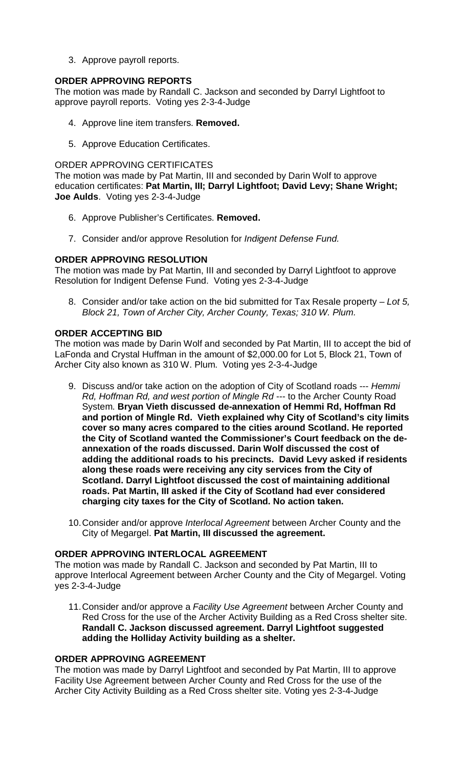3. Approve payroll reports.

**ORDER APPROVING REPORTS**

The motion was made by Randall C. Jackson and seconded by Darryl Lightfoot to approve payroll reports. Voting yes 2-3-4-Judge

4. Approve line item transfers. **Removed.**

5. Approve Education Certificates.

ORDER APPROVING CERTIFICATES

The motion was made by Pat Martin, III and seconded by Darin Wolf to approve education certificates: **Pat Martin, III; Darryl Lightfoot; David Levy; Shane Wright; Joe Aulds**. Voting yes 2-3-4-Judge

6. Approve Publisher's Certificates. **Removed.**

7. Consider and/or approve Resolution for *Indigent Defense Fund.*

**ORDER APPROVING RESOLUTION**

The motion was made by Pat Martin, III and seconded by Darryl Lightfoot to approve Resolution for Indigent Defense Fund. Voting yes 2-3-4-Judge

8. Consider and/or take action on the bid submitted for Tax Resale property – *Lot 5, Block 21, Town of Archer City, Archer County, Texas; 310 W. Plum.*

**ORDER ACCEPTING BID**

The motion was made by Darin Wolf and seconded by Pat Martin, III to accept the bid of LaFonda and Crystal Huffman in the amount of $2,000.00 for Lot 5, Block 21, Town of Archer City also known as 310 W. Plum. Voting yes 2-3-4-Judge

9. Discuss and/or take action on the adoption of City of Scotland roads --- *Hemmi Rd, Hoffman Rd, and west portion of Mingle Rd* --- to the Archer County Road System. **Bryan Vieth discussed de-annexation of Hemmi Rd, Hoffman Rd and portion of Mingle Rd. Vieth explained why City of Scotland's city limits cover so many acres compared to the cities around Scotland. He reported the City of Scotland wanted the Commissioner's Court feedback on the de-annexation of the roads discussed. Darin Wolf discussed the cost of adding the additional roads to his precincts. David Levy asked if residents along these roads were receiving any city services from the City of Scotland. Darryl Lightfoot discussed the cost of maintaining additional roads. Pat Martin, III asked if the City of Scotland had ever considered charging city taxes for the City of Scotland. No action taken.**

10. Consider and/or approve *Interlocal Agreement* between Archer County and the City of Megargel. **Pat Martin, III discussed the agreement.**

**ORDER APPROVING INTERLOCAL AGREEMENT**

The motion was made by Randall C. Jackson and seconded by Pat Martin, III to approve Interlocal Agreement between Archer County and the City of Megargel. Voting yes 2-3-4-Judge

11. Consider and/or approve a *Facility Use Agreement* between Archer County and Red Cross for the use of the Archer Activity Building as a Red Cross shelter site. **Randall C. Jackson discussed agreement. Darryl Lightfoot suggested adding the Holliday Activity building as a shelter.**

**ORDER APPROVING AGREEMENT**

The motion was made by Darryl Lightfoot and seconded by Pat Martin, III to approve Facility Use Agreement between Archer County and Red Cross for the use of the Archer City Activity Building as a Red Cross shelter site. Voting yes 2-3-4-Judge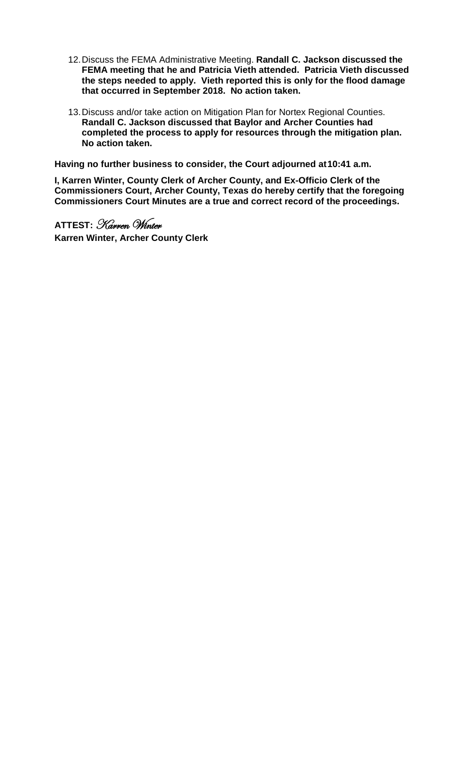12. Discuss the FEMA Administrative Meeting. **Randall C. Jackson discussed the FEMA meeting that he and Patricia Vieth attended. Patricia Vieth discussed the steps needed to apply. Vieth reported this is only for the flood damage that occurred in September 2018. No action taken.**

13. Discuss and/or take action on Mitigation Plan for Nortex Regional Counties. **Randall C. Jackson discussed that Baylor and Archer Counties had completed the process to apply for resources through the mitigation plan. No action taken.**

**Having no further business to consider, the Court adjourned at 10:41 a.m.**

**I, Karren Winter, County Clerk of Archer County, and Ex-Officio Clerk of the Commissioners Court, Archer County, Texas do hereby certify that the foregoing Commissioners Court Minutes are a true and correct record of the proceedings.**

**ATTEST:** *Karren Winter*

**Karren Winter, Archer County Clerk**